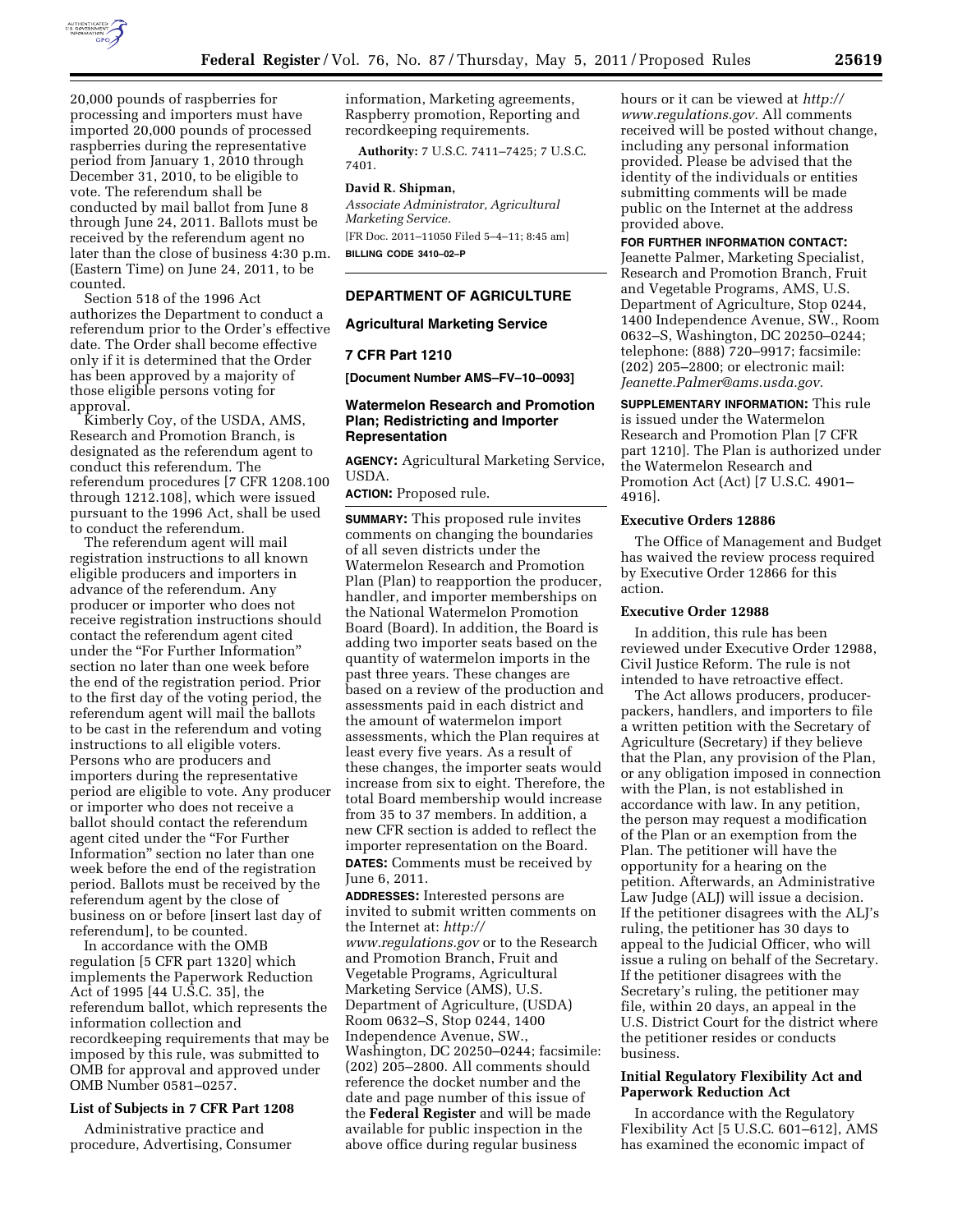20,000 pounds of raspberries for processing and importers must have imported 20,000 pounds of processed raspberries during the representative period from January 1, 2010 through December 31, 2010, to be eligible to vote. The referendum shall be conducted by mail ballot from June 8 through June 24, 2011. Ballots must be received by the referendum agent no later than the close of business 4:30 p.m. (Eastern Time) on June 24, 2011, to be counted.

Section 518 of the 1996 Act authorizes the Department to conduct a referendum prior to the Order's effective date. The Order shall become effective only if it is determined that the Order has been approved by a majority of those eligible persons voting for approval.

Kimberly Coy, of the USDA, AMS, Research and Promotion Branch, is designated as the referendum agent to conduct this referendum. The referendum procedures [7 CFR 1208.100 through 1212.108], which were issued pursuant to the 1996 Act, shall be used to conduct the referendum.

The referendum agent will mail registration instructions to all known eligible producers and importers in advance of the referendum. Any producer or importer who does not receive registration instructions should contact the referendum agent cited under the "For Further Information" section no later than one week before the end of the registration period. Prior to the first day of the voting period, the referendum agent will mail the ballots to be cast in the referendum and voting instructions to all eligible voters. Persons who are producers and importers during the representative period are eligible to vote. Any producer or importer who does not receive a ballot should contact the referendum agent cited under the "For Further Information" section no later than one week before the end of the registration period. Ballots must be received by the referendum agent by the close of business on or before [insert last day of referendum], to be counted.

In accordance with the OMB regulation [5 CFR part 1320] which implements the Paperwork Reduction Act of 1995 [44 U.S.C. 35], the referendum ballot, which represents the information collection and recordkeeping requirements that may be imposed by this rule, was submitted to OMB for approval and approved under OMB Number 0581–0257.

### List of Subjects in 7 CFR Part 1208

Administrative practice and procedure, Advertising, Consumer information, Marketing agreements, Raspberry promotion, Reporting and recordkeeping requirements.

**Authority:** 7 U.S.C. 7411–7425; 7 U.S.C. 7401.

**David R. Shipman,**

*Associate Administrator, Agricultural Marketing Service.*

[FR Doc. 2011–11050 Filed 5–4–11; 8:45 am]

**BILLING CODE 3410–02–P**

## DEPARTMENT OF AGRICULTURE

## Agricultural Marketing Service

## 7 CFR Part 1210

**[Document Number AMS–FV–10–0093]**

## Watermelon Research and Promotion Plan; Redistricting and Importer Representation

**AGENCY:** Agricultural Marketing Service, USDA.

**ACTION:** Proposed rule.

**SUMMARY:** This proposed rule invites comments on changing the boundaries of all seven districts under the Watermelon Research and Promotion Plan (Plan) to reapportion the producer, handler, and importer memberships on the National Watermelon Promotion Board (Board). In addition, the Board is adding two importer seats based on the quantity of watermelon imports in the past three years. These changes are based on a review of the production and assessments paid in each district and the amount of watermelon import assessments, which the Plan requires at least every five years. As a result of these changes, the importer seats would increase from six to eight. Therefore, the total Board membership would increase from 35 to 37 members. In addition, a new CFR section is added to reflect the importer representation on the Board.

**DATES:** Comments must be received by June 6, 2011.

**ADDRESSES:** Interested persons are invited to submit written comments on the Internet at: *http://www.regulations.gov* or to the Research and Promotion Branch, Fruit and Vegetable Programs, Agricultural Marketing Service (AMS), U.S. Department of Agriculture, (USDA) Room 0632–S, Stop 0244, 1400 Independence Avenue, SW., Washington, DC 20250–0244; facsimile: (202) 205–2800. All comments should reference the docket number and the date and page number of this issue of the **Federal Register** and will be made available for public inspection in the above office during regular business hours or it can be viewed at *http://www.regulations.gov*. All comments received will be posted without change, including any personal information provided. Please be advised that the identity of the individuals or entities submitting comments will be made public on the Internet at the address provided above.

**FOR FURTHER INFORMATION CONTACT:** Jeanette Palmer, Marketing Specialist, Research and Promotion Branch, Fruit and Vegetable Programs, AMS, U.S. Department of Agriculture, Stop 0244, 1400 Independence Avenue, SW., Room 0632–S, Washington, DC 20250–0244; telephone: (888) 720–9917; facsimile: (202) 205–2800; or electronic mail: *Jeanette.Palmer@ams.usda.gov.*

**SUPPLEMENTARY INFORMATION:** This rule is issued under the Watermelon Research and Promotion Plan [7 CFR part 1210]. The Plan is authorized under the Watermelon Research and Promotion Act (Act) [7 U.S.C. 4901–4916].

### Executive Orders 12886

The Office of Management and Budget has waived the review process required by Executive Order 12866 for this action.

### Executive Order 12988

In addition, this rule has been reviewed under Executive Order 12988, Civil Justice Reform. The rule is not intended to have retroactive effect.

The Act allows producers, producer-packers, handlers, and importers to file a written petition with the Secretary of Agriculture (Secretary) if they believe that the Plan, any provision of the Plan, or any obligation imposed in connection with the Plan, is not established in accordance with law. In any petition, the person may request a modification of the Plan or an exemption from the Plan. The petitioner will have the opportunity for a hearing on the petition. Afterwards, an Administrative Law Judge (ALJ) will issue a decision. If the petitioner disagrees with the ALJ's ruling, the petitioner has 30 days to appeal to the Judicial Officer, who will issue a ruling on behalf of the Secretary. If the petitioner disagrees with the Secretary's ruling, the petitioner may file, within 20 days, an appeal in the U.S. District Court for the district where the petitioner resides or conducts business.

### Initial Regulatory Flexibility Act and Paperwork Reduction Act

In accordance with the Regulatory Flexibility Act [5 U.S.C. 601–612], AMS has examined the economic impact of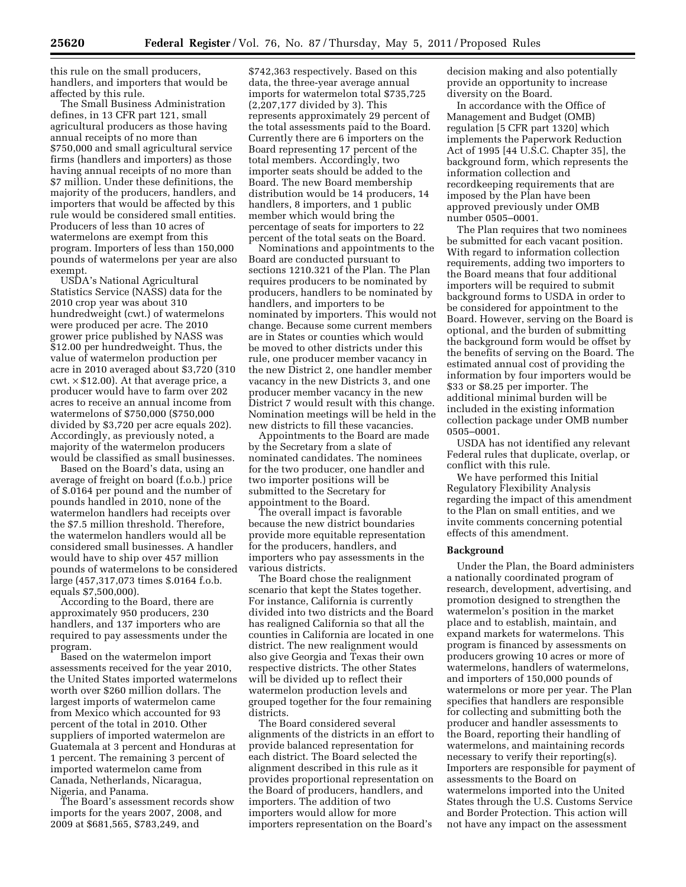this rule on the small producers, handlers, and importers that would be affected by this rule.

The Small Business Administration defines, in 13 CFR part 121, small agricultural producers as those having annual receipts of no more than $750,000 and small agricultural service firms (handlers and importers) as those having annual receipts of no more than $7 million. Under these definitions, the majority of the producers, handlers, and importers that would be affected by this rule would be considered small entities. Producers of less than 10 acres of watermelons are exempt from this program. Importers of less than 150,000 pounds of watermelons per year are also exempt.

USDA's National Agricultural Statistics Service (NASS) data for the 2010 crop year was about 310 hundredweight (cwt.) of watermelons were produced per acre. The 2010 grower price published by NASS was $12.00 per hundredweight. Thus, the value of watermelon production per acre in 2010 averaged about $3,720 (310 cwt. × $12.00). At that average price, a producer would have to farm over 202 acres to receive an annual income from watermelons of $750,000 ($750,000 divided by $3,720 per acre equals 202). Accordingly, as previously noted, a majority of the watermelon producers would be classified as small businesses.

Based on the Board's data, using an average of freight on board (f.o.b.) price of $.0164 per pound and the number of pounds handled in 2010, none of the watermelon handlers had receipts over the $7.5 million threshold. Therefore, the watermelon handlers would all be considered small businesses. A handler would have to ship over 457 million pounds of watermelons to be considered large (457,317,073 times $.0164 f.o.b. equals $7,500,000).

According to the Board, there are approximately 950 producers, 230 handlers, and 137 importers who are required to pay assessments under the program.

Based on the watermelon import assessments received for the year 2010, the United States imported watermelons worth over $260 million dollars. The largest imports of watermelon came from Mexico which accounted for 93 percent of the total in 2010. Other suppliers of imported watermelon are Guatemala at 3 percent and Honduras at 1 percent. The remaining 3 percent of imported watermelon came from Canada, Netherlands, Nicaragua, Nigeria, and Panama.

The Board's assessment records show imports for the years 2007, 2008, and 2009 at $681,565, $783,249, and $742,363 respectively. Based on this data, the three-year average annual imports for watermelon total $735,725 (2,207,177 divided by 3). This represents approximately 29 percent of the total assessments paid to the Board. Currently there are 6 importers on the Board representing 17 percent of the total members. Accordingly, two importer seats should be added to the Board. The new Board membership distribution would be 14 producers, 14 handlers, 8 importers, and 1 public member which would bring the percentage of seats for importers to 22 percent of the total seats on the Board.

Nominations and appointments to the Board are conducted pursuant to sections 1210.321 of the Plan. The Plan requires producers to be nominated by producers, handlers to be nominated by handlers, and importers to be nominated by importers. This would not change. Because some current members are in States or counties which would be moved to other districts under this rule, one producer member vacancy in the new District 2, one handler member vacancy in the new Districts 3, and one producer member vacancy in the new District 7 would result with this change. Nomination meetings will be held in the new districts to fill these vacancies.

Appointments to the Board are made by the Secretary from a slate of nominated candidates. The nominees for the two producer, one handler and two importer positions will be submitted to the Secretary for appointment to the Board.

The overall impact is favorable because the new district boundaries provide more equitable representation for the producers, handlers, and importers who pay assessments in the various districts.

The Board chose the realignment scenario that kept the States together. For instance, California is currently divided into two districts and the Board has realigned California so that all the counties in California are located in one district. The new realignment would also give Georgia and Texas their own respective districts. The other States will be divided up to reflect their watermelon production levels and grouped together for the four remaining districts.

The Board considered several alignments of the districts in an effort to provide balanced representation for each district. The Board selected the alignment described in this rule as it provides proportional representation on the Board of producers, handlers, and importers. The addition of two importers would allow for more importers representation on the Board's decision making and also potentially provide an opportunity to increase diversity on the Board.

In accordance with the Office of Management and Budget (OMB) regulation [5 CFR part 1320] which implements the Paperwork Reduction Act of 1995 [44 U.S.C. Chapter 35], the background form, which represents the information collection and recordkeeping requirements that are imposed by the Plan have been approved previously under OMB number 0505–0001.

The Plan requires that two nominees be submitted for each vacant position. With regard to information collection requirements, adding two importers to the Board means that four additional importers will be required to submit background forms to USDA in order to be considered for appointment to the Board. However, serving on the Board is optional, and the burden of submitting the background form would be offset by the benefits of serving on the Board. The estimated annual cost of providing the information by four importers would be $33 or $8.25 per importer. The additional minimal burden will be included in the existing information collection package under OMB number 0505–0001.

USDA has not identified any relevant Federal rules that duplicate, overlap, or conflict with this rule.

We have performed this Initial Regulatory Flexibility Analysis regarding the impact of this amendment to the Plan on small entities, and we invite comments concerning potential effects of this amendment.

## Background

Under the Plan, the Board administers a nationally coordinated program of research, development, advertising, and promotion designed to strengthen the watermelon's position in the market place and to establish, maintain, and expand markets for watermelons. This program is financed by assessments on producers growing 10 acres or more of watermelons, handlers of watermelons, and importers of 150,000 pounds of watermelons or more per year. The Plan specifies that handlers are responsible for collecting and submitting both the producer and handler assessments to the Board, reporting their handling of watermelons, and maintaining records necessary to verify their reporting(s). Importers are responsible for payment of assessments to the Board on watermelons imported into the United States through the U.S. Customs Service and Border Protection. This action will not have any impact on the assessment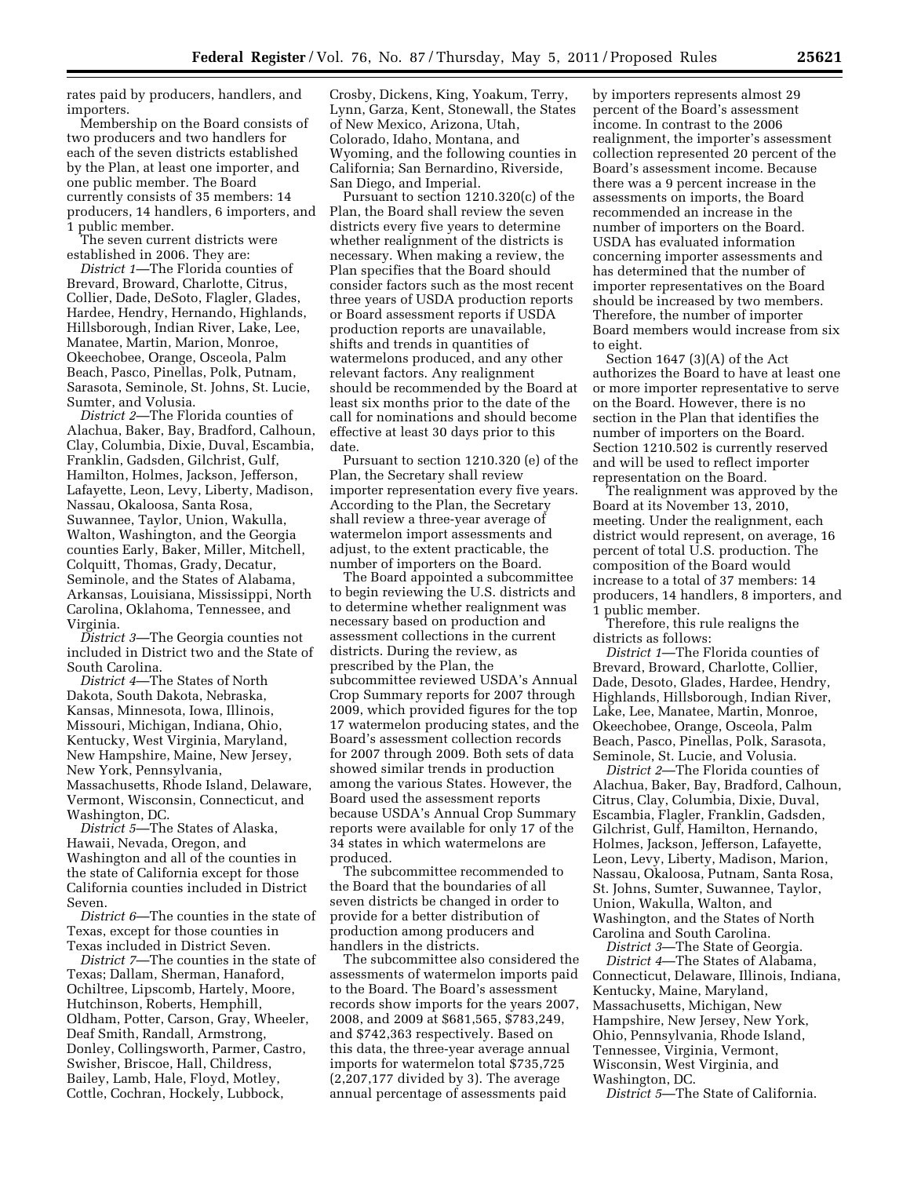rates paid by producers, handlers, and importers.

Membership on the Board consists of two producers and two handlers for each of the seven districts established by the Plan, at least one importer, and one public member. The Board currently consists of 35 members: 14 producers, 14 handlers, 6 importers, and 1 public member.

The seven current districts were established in 2006. They are:

*District 1*—The Florida counties of Brevard, Broward, Charlotte, Citrus, Collier, Dade, DeSoto, Flagler, Glades, Hardee, Hendry, Hernando, Highlands, Hillsborough, Indian River, Lake, Lee, Manatee, Martin, Marion, Monroe, Okeechobee, Orange, Osceola, Palm Beach, Pasco, Pinellas, Polk, Putnam, Sarasota, Seminole, St. Johns, St. Lucie, Sumter, and Volusia.

*District 2*—The Florida counties of Alachua, Baker, Bay, Bradford, Calhoun, Clay, Columbia, Dixie, Duval, Escambia, Franklin, Gadsden, Gilchrist, Gulf, Hamilton, Holmes, Jackson, Jefferson, Lafayette, Leon, Levy, Liberty, Madison, Nassau, Okaloosa, Santa Rosa, Suwannee, Taylor, Union, Wakulla, Walton, Washington, and the Georgia counties Early, Baker, Miller, Mitchell, Colquitt, Thomas, Grady, Decatur, Seminole, and the States of Alabama, Arkansas, Louisiana, Mississippi, North Carolina, Oklahoma, Tennessee, and Virginia.

*District 3*—The Georgia counties not included in District two and the State of South Carolina.

*District 4*—The States of North Dakota, South Dakota, Nebraska, Kansas, Minnesota, Iowa, Illinois, Missouri, Michigan, Indiana, Ohio, Kentucky, West Virginia, Maryland, New Hampshire, Maine, New Jersey, New York, Pennsylvania, Massachusetts, Rhode Island, Delaware, Vermont, Wisconsin, Connecticut, and Washington, DC.

*District 5*—The States of Alaska, Hawaii, Nevada, Oregon, and Washington and all of the counties in the state of California except for those California counties included in District Seven.

*District 6*—The counties in the state of Texas, except for those counties in Texas included in District Seven.

*District 7*—The counties in the state of Texas; Dallam, Sherman, Hanaford, Ochiltree, Lipscomb, Hartely, Moore, Hutchinson, Roberts, Hemphill, Oldham, Potter, Carson, Gray, Wheeler, Deaf Smith, Randall, Armstrong, Donley, Collingsworth, Parmer, Castro, Swisher, Briscoe, Hall, Childress, Bailey, Lamb, Hale, Floyd, Motley, Cottle, Cochran, Hockely, Lubbock, Crosby, Dickens, King, Yoakum, Terry, Lynn, Garza, Kent, Stonewall, the States of New Mexico, Arizona, Utah, Colorado, Idaho, Montana, and Wyoming, and the following counties in California; San Bernardino, Riverside, San Diego, and Imperial.

Pursuant to section 1210.320(c) of the Plan, the Board shall review the seven districts every five years to determine whether realignment of the districts is necessary. When making a review, the Plan specifies that the Board should consider factors such as the most recent three years of USDA production reports or Board assessment reports if USDA production reports are unavailable, shifts and trends in quantities of watermelons produced, and any other relevant factors. Any realignment should be recommended by the Board at least six months prior to the date of the call for nominations and should become effective at least 30 days prior to this date.

Pursuant to section 1210.320 (e) of the Plan, the Secretary shall review importer representation every five years. According to the Plan, the Secretary shall review a three-year average of watermelon import assessments and adjust, to the extent practicable, the number of importers on the Board.

The Board appointed a subcommittee to begin reviewing the U.S. districts and to determine whether realignment was necessary based on production and assessment collections in the current districts. During the review, as prescribed by the Plan, the subcommittee reviewed USDA's Annual Crop Summary reports for 2007 through 2009, which provided figures for the top 17 watermelon producing states, and the Board's assessment collection records for 2007 through 2009. Both sets of data showed similar trends in production among the various States. However, the Board used the assessment reports because USDA's Annual Crop Summary reports were available for only 17 of the 34 states in which watermelons are produced.

The subcommittee recommended to the Board that the boundaries of all seven districts be changed in order to provide for a better distribution of production among producers and handlers in the districts.

The subcommittee also considered the assessments of watermelon imports paid to the Board. The Board's assessment records show imports for the years 2007, 2008, and 2009 at $681,565, $783,249, and $742,363 respectively. Based on this data, the three-year average annual imports for watermelon total $735,725 (2,207,177 divided by 3). The average annual percentage of assessments paid by importers represents almost 29 percent of the Board's assessment income. In contrast to the 2006 realignment, the importer's assessment collection represented 20 percent of the Board's assessment income. Because there was a 9 percent increase in the assessments on imports, the Board recommended an increase in the number of importers on the Board. USDA has evaluated information concerning importer assessments and has determined that the number of importer representatives on the Board should be increased by two members. Therefore, the number of importer Board members would increase from six to eight.

Section 1647 (3)(A) of the Act authorizes the Board to have at least one or more importer representative to serve on the Board. However, there is no section in the Plan that identifies the number of importers on the Board. Section 1210.502 is currently reserved and will be used to reflect importer representation on the Board.

The realignment was approved by the Board at its November 13, 2010, meeting. Under the realignment, each district would represent, on average, 16 percent of total U.S. production. The composition of the Board would increase to a total of 37 members: 14 producers, 14 handlers, 8 importers, and 1 public member.

Therefore, this rule realigns the districts as follows:

*District 1*—The Florida counties of Brevard, Broward, Charlotte, Collier, Dade, Desoto, Glades, Hardee, Hendry, Highlands, Hillsborough, Indian River, Lake, Lee, Manatee, Martin, Monroe, Okeechobee, Orange, Osceola, Palm Beach, Pasco, Pinellas, Polk, Sarasota, Seminole, St. Lucie, and Volusia.

*District 2*—The Florida counties of Alachua, Baker, Bay, Bradford, Calhoun, Citrus, Clay, Columbia, Dixie, Duval, Escambia, Flagler, Franklin, Gadsden, Gilchrist, Gulf, Hamilton, Hernando, Holmes, Jackson, Jefferson, Lafayette, Leon, Levy, Liberty, Madison, Marion, Nassau, Okaloosa, Putnam, Santa Rosa, St. Johns, Sumter, Suwannee, Taylor, Union, Wakulla, Walton, and Washington, and the States of North Carolina and South Carolina.

*District 3*—The State of Georgia.

*District 4*—The States of Alabama, Connecticut, Delaware, Illinois, Indiana, Kentucky, Maine, Maryland, Massachusetts, Michigan, New Hampshire, New Jersey, New York, Ohio, Pennsylvania, Rhode Island, Tennessee, Virginia, Vermont, Wisconsin, West Virginia, and Washington, DC.

*District 5*—The State of California.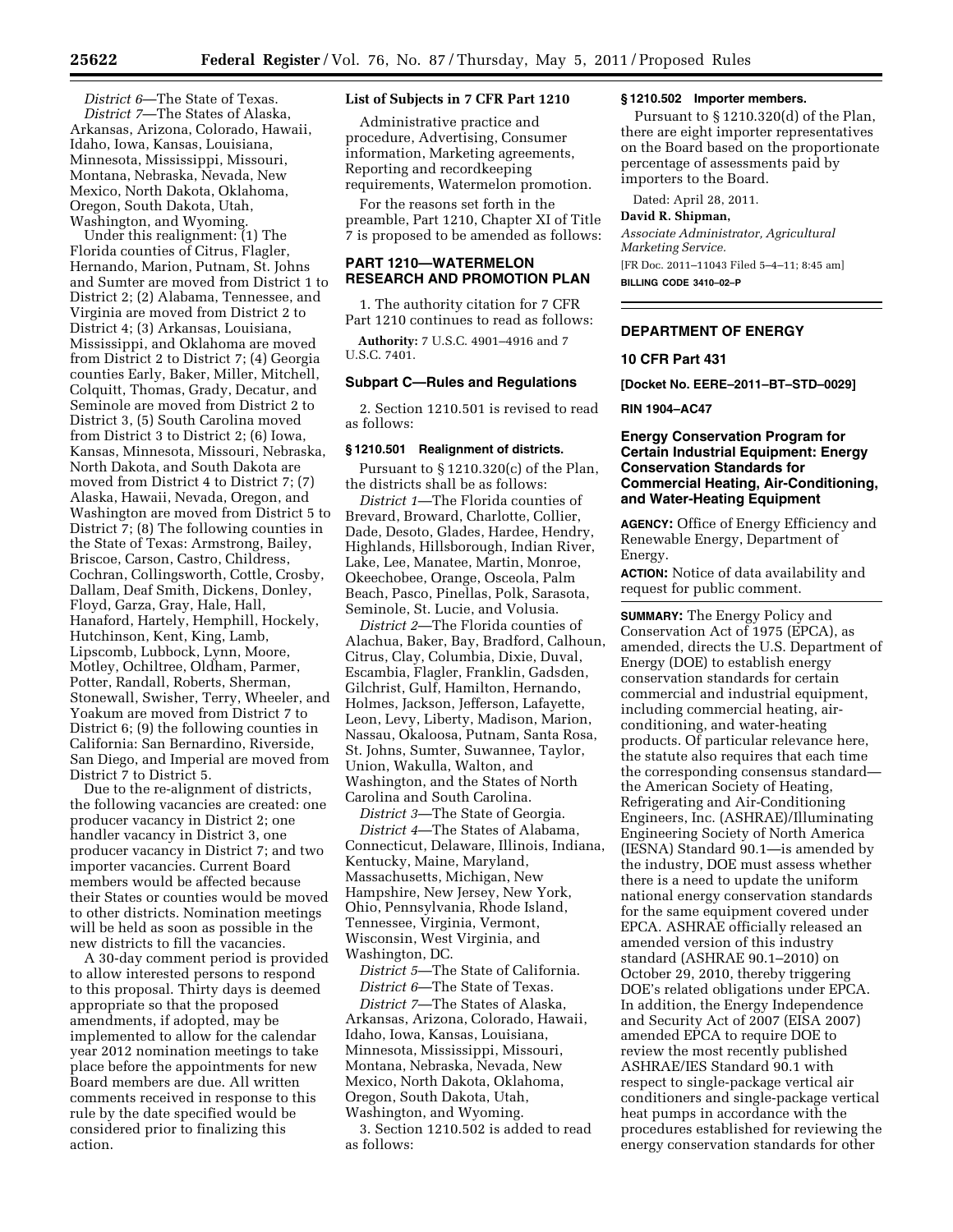*District 6*—The State of Texas.

*District 7*—The States of Alaska, Arkansas, Arizona, Colorado, Hawaii, Idaho, Iowa, Kansas, Louisiana, Minnesota, Mississippi, Missouri, Montana, Nebraska, Nevada, New Mexico, North Dakota, Oklahoma, Oregon, South Dakota, Utah, Washington, and Wyoming.

Under this realignment: (1) The Florida counties of Citrus, Flagler, Hernando, Marion, Putnam, St. Johns and Sumter are moved from District 1 to District 2; (2) Alabama, Tennessee, and Virginia are moved from District 2 to District 4; (3) Arkansas, Louisiana, Mississippi, and Oklahoma are moved from District 2 to District 7; (4) Georgia counties Early, Baker, Miller, Mitchell, Colquitt, Thomas, Grady, Decatur, and Seminole are moved from District 2 to District 3, (5) South Carolina moved from District 3 to District 2; (6) Iowa, Kansas, Minnesota, Missouri, Nebraska, North Dakota, and South Dakota are moved from District 4 to District 7; (7) Alaska, Hawaii, Nevada, Oregon, and Washington are moved from District 5 to District 7; (8) The following counties in the State of Texas: Armstrong, Bailey, Briscoe, Carson, Castro, Childress, Cochran, Collingsworth, Cottle, Crosby, Dallam, Deaf Smith, Dickens, Donley, Floyd, Garza, Gray, Hale, Hall, Hanaford, Hartely, Hemphill, Hockely, Hutchinson, Kent, King, Lamb, Lipscomb, Lubbock, Lynn, Moore, Motley, Ochiltree, Oldham, Parmer, Potter, Randall, Roberts, Sherman, Stonewall, Swisher, Terry, Wheeler, and Yoakum are moved from District 7 to District 6; (9) the following counties in California: San Bernardino, Riverside, San Diego, and Imperial are moved from District 7 to District 5.

Due to the re-alignment of districts, the following vacancies are created: one producer vacancy in District 2; one handler vacancy in District 3, one producer vacancy in District 7; and two importer vacancies. Current Board members would be affected because their States or counties would be moved to other districts. Nomination meetings will be held as soon as possible in the new districts to fill the vacancies.

A 30-day comment period is provided to allow interested persons to respond to this proposal. Thirty days is deemed appropriate so that the proposed amendments, if adopted, may be implemented to allow for the calendar year 2012 nomination meetings to take place before the appointments for new Board members are due. All written comments received in response to this rule by the date specified would be considered prior to finalizing this action.

## List of Subjects in 7 CFR Part 1210

Administrative practice and procedure, Advertising, Consumer information, Marketing agreements, Reporting and recordkeeping requirements, Watermelon promotion.

For the reasons set forth in the preamble, Part 1210, Chapter XI of Title 7 is proposed to be amended as follows:

## PART 1210—WATERMELON RESEARCH AND PROMOTION PLAN

1. The authority citation for 7 CFR Part 1210 continues to read as follows:

**Authority:** 7 U.S.C. 4901–4916 and 7 U.S.C. 7401.

### Subpart C—Rules and Regulations

2. Section 1210.501 is revised to read as follows:

### § 1210.501 Realignment of districts.

Pursuant to § 1210.320(c) of the Plan, the districts shall be as follows:

*District 1*—The Florida counties of Brevard, Broward, Charlotte, Collier, Dade, Desoto, Glades, Hardee, Hendry, Highlands, Hillsborough, Indian River, Lake, Lee, Manatee, Martin, Monroe, Okeechobee, Orange, Osceola, Palm Beach, Pasco, Pinellas, Polk, Sarasota, Seminole, St. Lucie, and Volusia.

*District 2*—The Florida counties of Alachua, Baker, Bay, Bradford, Calhoun, Citrus, Clay, Columbia, Dixie, Duval, Escambia, Flagler, Franklin, Gadsden, Gilchrist, Gulf, Hamilton, Hernando, Holmes, Jackson, Jefferson, Lafayette, Leon, Levy, Liberty, Madison, Marion, Nassau, Okaloosa, Putnam, Santa Rosa, St. Johns, Sumter, Suwannee, Taylor, Union, Wakulla, Walton, and Washington, and the States of North Carolina and South Carolina.

*District 3*—The State of Georgia.

*District 4*—The States of Alabama, Connecticut, Delaware, Illinois, Indiana, Kentucky, Maine, Maryland, Massachusetts, Michigan, New Hampshire, New Jersey, New York, Ohio, Pennsylvania, Rhode Island, Tennessee, Virginia, Vermont, Wisconsin, West Virginia, and Washington, DC.

*District 5*—The State of California.

*District 6*—The State of Texas.

*District 7*—The States of Alaska, Arkansas, Arizona, Colorado, Hawaii, Idaho, Iowa, Kansas, Louisiana, Minnesota, Mississippi, Missouri, Montana, Nebraska, Nevada, New Mexico, North Dakota, Oklahoma, Oregon, South Dakota, Utah, Washington, and Wyoming.

3. Section 1210.502 is added to read as follows:

### § 1210.502 Importer members.

Pursuant to § 1210.320(d) of the Plan, there are eight importer representatives on the Board based on the proportionate percentage of assessments paid by importers to the Board.

Dated: April 28, 2011.

**David R. Shipman,**

*Associate Administrator, Agricultural Marketing Service.*

[FR Doc. 2011–11043 Filed 5–4–11; 8:45 am]

**BILLING CODE 3410–02–P**

---

## DEPARTMENT OF ENERGY

### 10 CFR Part 431

**[Docket No. EERE–2011–BT–STD–0029]**

**RIN 1904–AC47**

## Energy Conservation Program for Certain Industrial Equipment: Energy Conservation Standards for Commercial Heating, Air-Conditioning, and Water-Heating Equipment

**AGENCY:** Office of Energy Efficiency and Renewable Energy, Department of Energy.

**ACTION:** Notice of data availability and request for public comment.

**SUMMARY:** The Energy Policy and Conservation Act of 1975 (EPCA), as amended, directs the U.S. Department of Energy (DOE) to establish energy conservation standards for certain commercial and industrial equipment, including commercial heating, air-conditioning, and water-heating products. Of particular relevance here, the statute also requires that each time the corresponding consensus standard—the American Society of Heating, Refrigerating and Air-Conditioning Engineers, Inc. (ASHRAE)/Illuminating Engineering Society of North America (IESNA) Standard 90.1—is amended by the industry, DOE must assess whether there is a need to update the uniform national energy conservation standards for the same equipment covered under EPCA. ASHRAE officially released an amended version of this industry standard (ASHRAE 90.1–2010) on October 29, 2010, thereby triggering DOE's related obligations under EPCA. In addition, the Energy Independence and Security Act of 2007 (EISA 2007) amended EPCA to require DOE to review the most recently published ASHRAE/IES Standard 90.1 with respect to single-package vertical air conditioners and single-package vertical heat pumps in accordance with the procedures established for reviewing the energy conservation standards for other